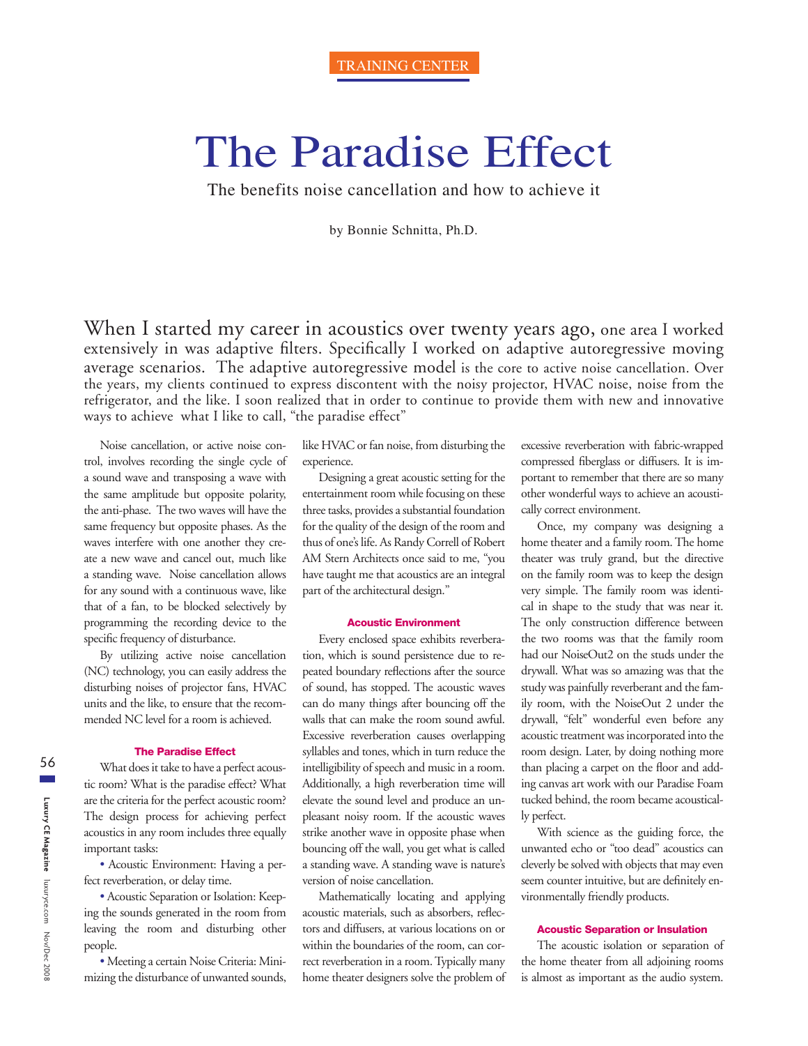TRAINING CENTER

# The Paradise Effect

The benefits noise cancellation and how to achieve it

by Bonnie Schnitta, Ph.D.

When I started my career in acoustics over twenty years ago, one area I worked extensively in was adaptive filters. Specifically I worked on adaptive autoregressive moving average scenarios. The adaptive autoregressive model is the core to active noise cancellation. Over the years, my clients continued to express discontent with the noisy projector, HVAC noise, noise from the refrigerator, and the like. I soon realized that in order to continue to provide them with new and innovative ways to achieve what I like to call, "the paradise effect"

Noise cancellation, or active noise control, involves recording the single cycle of a sound wave and transposing a wave with the same amplitude but opposite polarity, the anti-phase. The two waves will have the same frequency but opposite phases. As the waves interfere with one another they create a new wave and cancel out, much like a standing wave. Noise cancellation allows for any sound with a continuous wave, like that of a fan, to be blocked selectively by programming the recording device to the specific frequency of disturbance.

By utilizing active noise cancellation (NC) technology, you can easily address the disturbing noises of projector fans, HVAC units and the like, to ensure that the recommended NC level for a room is achieved.

### The Paradise Effect

What does it take to have a perfect acoustic room? What is the paradise effect? What are the criteria for the perfect acoustic room? The design process for achieving perfect acoustics in any room includes three equally important tasks:

- Acoustic Environment: Having a perfect reverberation, or delay time.
- Acoustic Separation or Isolation: Keeping the sounds generated in the room from leaving the room and disturbing other people.
- Meeting a certain Noise Criteria: Minimizing the disturbance of unwanted sounds, like HVAC or fan noise, from disturbing the experience.

Designing a great acoustic setting for the entertainment room while focusing on these three tasks, provides a substantial foundation for the quality of the design of the room and thus of one's life. As Randy Correll of Robert AM Stern Architects once said to me, "you have taught me that acoustics are an integral part of the architectural design."

### Acoustic Environment

Every enclosed space exhibits reverberation, which is sound persistence due to repeated boundary reflections after the source of sound, has stopped. The acoustic waves can do many things after bouncing off the walls that can make the room sound awful. Excessive reverberation causes overlapping syllables and tones, which in turn reduce the intelligibility of speech and music in a room. Additionally, a high reverberation time will elevate the sound level and produce an unpleasant noisy room. If the acoustic waves strike another wave in opposite phase when bouncing off the wall, you get what is called a standing wave. A standing wave is nature's version of noise cancellation.

Mathematically locating and applying acoustic materials, such as absorbers, reflectors and diffusers, at various locations on or within the boundaries of the room, can correct reverberation in a room. Typically many home theater designers solve the problem of excessive reverberation with fabric-wrapped compressed fiberglass or diffusers. It is important to remember that there are so many other wonderful ways to achieve an acoustically correct environment.

Once, my company was designing a home theater and a family room. The home theater was truly grand, but the directive on the family room was to keep the design very simple. The family room was identical in shape to the study that was near it. The only construction difference between the two rooms was that the family room had our NoiseOut2 on the studs under the drywall. What was so amazing was that the study was painfully reverberant and the family room, with the NoiseOut 2 under the drywall, "felt" wonderful even before any acoustic treatment was incorporated into the room design. Later, by doing nothing more than placing a carpet on the floor and adding canvas art work with our Paradise Foam tucked behind, the room became acoustically perfect.

With science as the guiding force, the unwanted echo or "too dead" acoustics can cleverly be solved with objects that may even seem counter intuitive, but are definitely environmentally friendly products.

### Acoustic Separation or Insulation

The acoustic isolation or separation of the home theater from all adjoining rooms is almost as important as the audio system.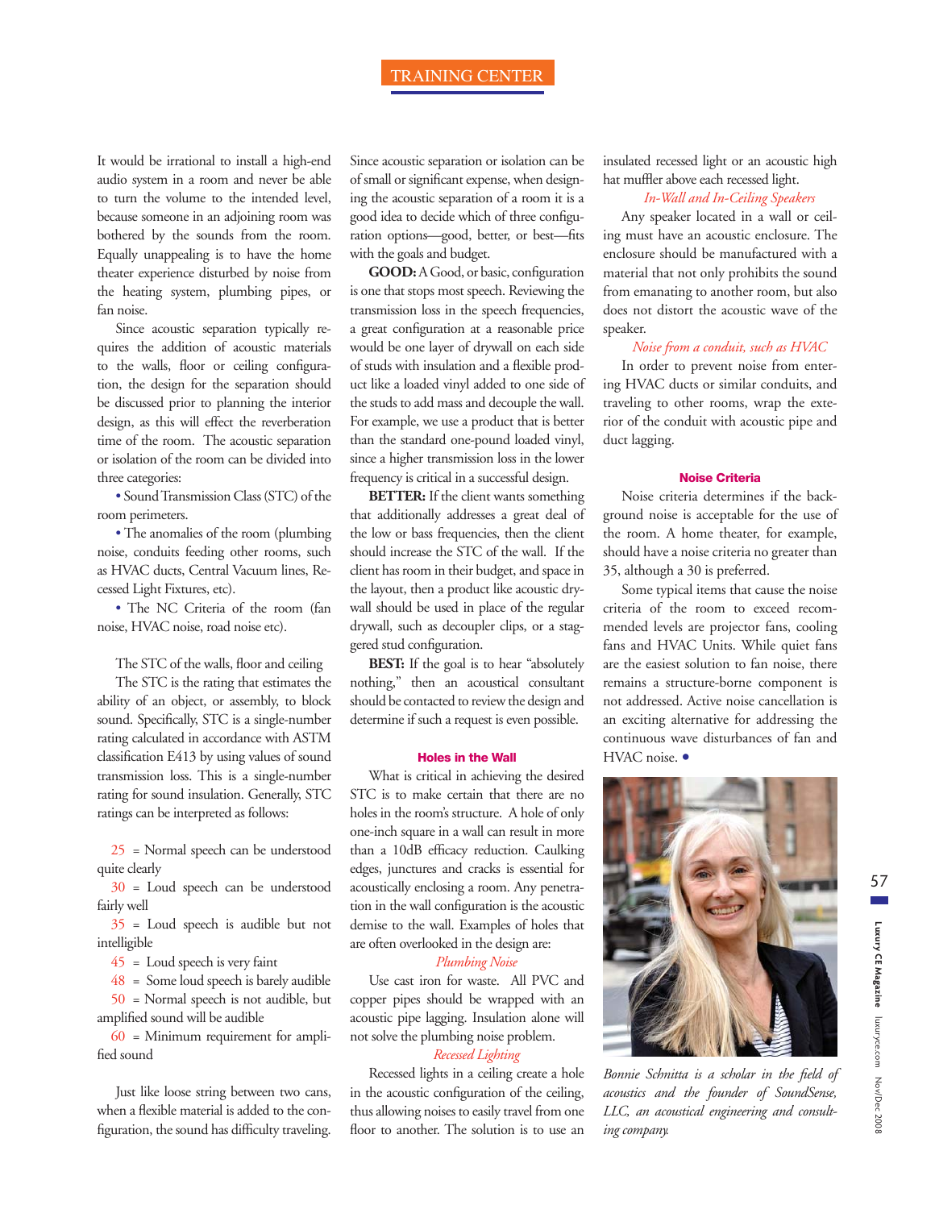TRAINING CENTER

It would be irrational to install a high-end audio system in a room and never be able to turn the volume to the intended level, because someone in an adjoining room was bothered by the sounds from the room. Equally unappealing is to have the home theater experience disturbed by noise from the heating system, plumbing pipes, or fan noise.

Since acoustic separation typically requires the addition of acoustic materials to the walls, floor or ceiling configuration, the design for the separation should be discussed prior to planning the interior design, as this will effect the reverberation time of the room. The acoustic separation or isolation of the room can be divided into three categories:

- Sound Transmission Class (STC) of the room perimeters.
- The anomalies of the room (plumbing noise, conduits feeding other rooms, such as HVAC ducts, Central Vacuum lines, Recessed Light Fixtures, etc).
- The NC Criteria of the room (fan noise, HVAC noise, road noise etc).

The STC of the walls, floor and ceiling

The STC is the rating that estimates the ability of an object, or assembly, to block sound. Specifically, STC is a single-number rating calculated in accordance with ASTM classification E413 by using values of sound transmission loss. This is a single-number rating for sound insulation. Generally, STC ratings can be interpreted as follows:

25 = Normal speech can be understood quite clearly
30 = Loud speech can be understood fairly well
35 = Loud speech is audible but not intelligible
45 = Loud speech is very faint
48 = Some loud speech is barely audible
50 = Normal speech is not audible, but amplified sound will be audible
60 = Minimum requirement for amplified sound

Just like loose string between two cans, when a flexible material is added to the configuration, the sound has difficulty traveling. Since acoustic separation or isolation can be of small or significant expense, when designing the acoustic separation of a room it is a good idea to decide which of three configuration options—good, better, or best—fits with the goals and budget.

**GOOD:** A Good, or basic, configuration is one that stops most speech. Reviewing the transmission loss in the speech frequencies, a great configuration at a reasonable price would be one layer of drywall on each side of studs with insulation and a flexible product like a loaded vinyl added to one side of the studs to add mass and decouple the wall. For example, we use a product that is better than the standard one-pound loaded vinyl, since a higher transmission loss in the lower frequency is critical in a successful design.

**BETTER:** If the client wants something that additionally addresses a great deal of the low or bass frequencies, then the client should increase the STC of the wall. If the client has room in their budget, and space in the layout, then a product like acoustic drywall should be used in place of the regular drywall, such as decoupler clips, or a staggered stud configuration.

**BEST:** If the goal is to hear "absolutely nothing," then an acoustical consultant should be contacted to review the design and determine if such a request is even possible.

## Holes in the Wall

What is critical in achieving the desired STC is to make certain that there are no holes in the room's structure. A hole of only one-inch square in a wall can result in more than a 10dB efficacy reduction. Caulking edges, junctures and cracks is essential for acoustically enclosing a room. Any penetration in the wall configuration is the acoustic demise to the wall. Examples of holes that are often overlooked in the design are:

*Plumbing Noise*

Use cast iron for waste. All PVC and copper pipes should be wrapped with an acoustic pipe lagging. Insulation alone will not solve the plumbing noise problem.

*Recessed Lighting*

Recessed lights in a ceiling create a hole in the acoustic configuration of the ceiling, thus allowing noises to easily travel from one floor to another. The solution is to use an insulated recessed light or an acoustic high hat muffler above each recessed light.

*In-Wall and In-Ceiling Speakers*

Any speaker located in a wall or ceiling must have an acoustic enclosure. The enclosure should be manufactured with a material that not only prohibits the sound from emanating to another room, but also does not distort the acoustic wave of the speaker.

*Noise from a conduit, such as HVAC*

In order to prevent noise from entering HVAC ducts or similar conduits, and traveling to other rooms, wrap the exterior of the conduit with acoustic pipe and duct lagging.

## Noise Criteria

Noise criteria determines if the background noise is acceptable for the use of the room. A home theater, for example, should have a noise criteria no greater than 35, although a 30 is preferred.

Some typical items that cause the noise criteria of the room to exceed recommended levels are projector fans, cooling fans and HVAC Units. While quiet fans are the easiest solution to fan noise, there remains a structure-borne component is not addressed. Active noise cancellation is an exciting alternative for addressing the continuous wave disturbances of fan and HVAC noise. •

*Bonnie Schnitta is a scholar in the field of acoustics and the founder of SoundSense, LLC, an acoustical engineering and consulting company.*